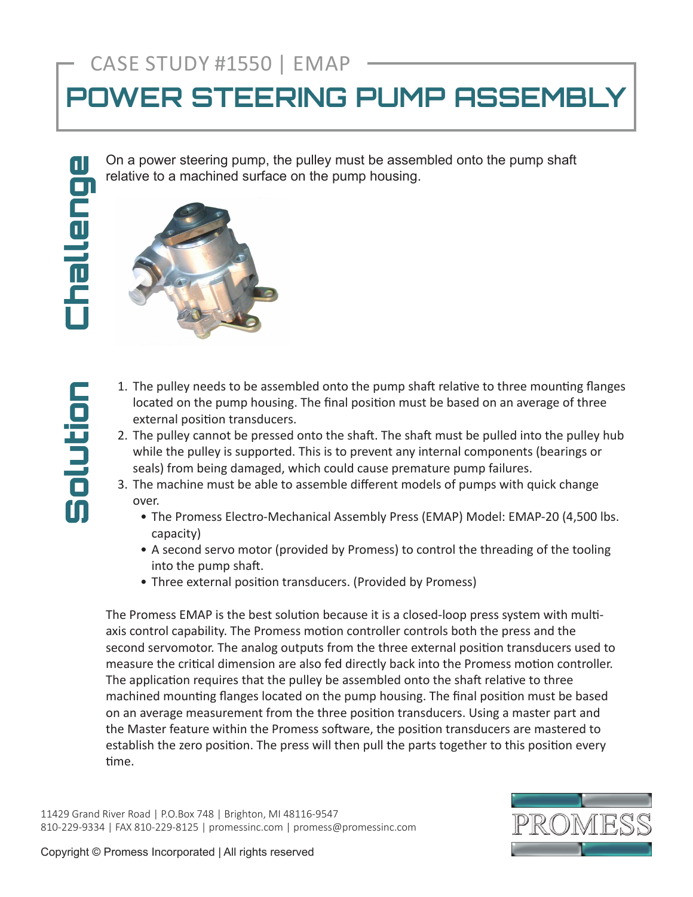CASE STUDY #1550 | EMAP

# POWER STEERING PUMP ASSEMBLY

## Challenge

On a power steering pump, the pulley must be assembled onto the pump shaft relative to a machined surface on the pump housing.

## Solution

1. The pulley needs to be assembled onto the pump shaft relative to three mounting flanges located on the pump housing. The final position must be based on an average of three external position transducers.
2. The pulley cannot be pressed onto the shaft. The shaft must be pulled into the pulley hub while the pulley is supported. This is to prevent any internal components (bearings or seals) from being damaged, which could cause premature pump failures.
3. The machine must be able to assemble different models of pumps with quick change over.
    - The Promess Electro-Mechanical Assembly Press (EMAP) Model: EMAP-20 (4,500 lbs. capacity)
    - A second servo motor (provided by Promess) to control the threading of the tooling into the pump shaft.
    - Three external position transducers. (Provided by Promess)

The Promess EMAP is the best solution because it is a closed-loop press system with multi-axis control capability. The Promess motion controller controls both the press and the second servomotor. The analog outputs from the three external position transducers used to measure the critical dimension are also fed directly back into the Promess motion controller. The application requires that the pulley be assembled onto the shaft relative to three machined mounting flanges located on the pump housing. The final position must be based on an average measurement from the three position transducers. Using a master part and the Master feature within the Promess software, the position transducers are mastered to establish the zero position. The press will then pull the parts together to this position every time.

11429 Grand River Road | P.O.Box 748 | Brighton, MI 48116-9547
810-229-9334 | FAX 810-229-8125 | promessinc.com | promess@promessinc.com

PROMESS

Copyright © Promess Incorporated | All rights reserved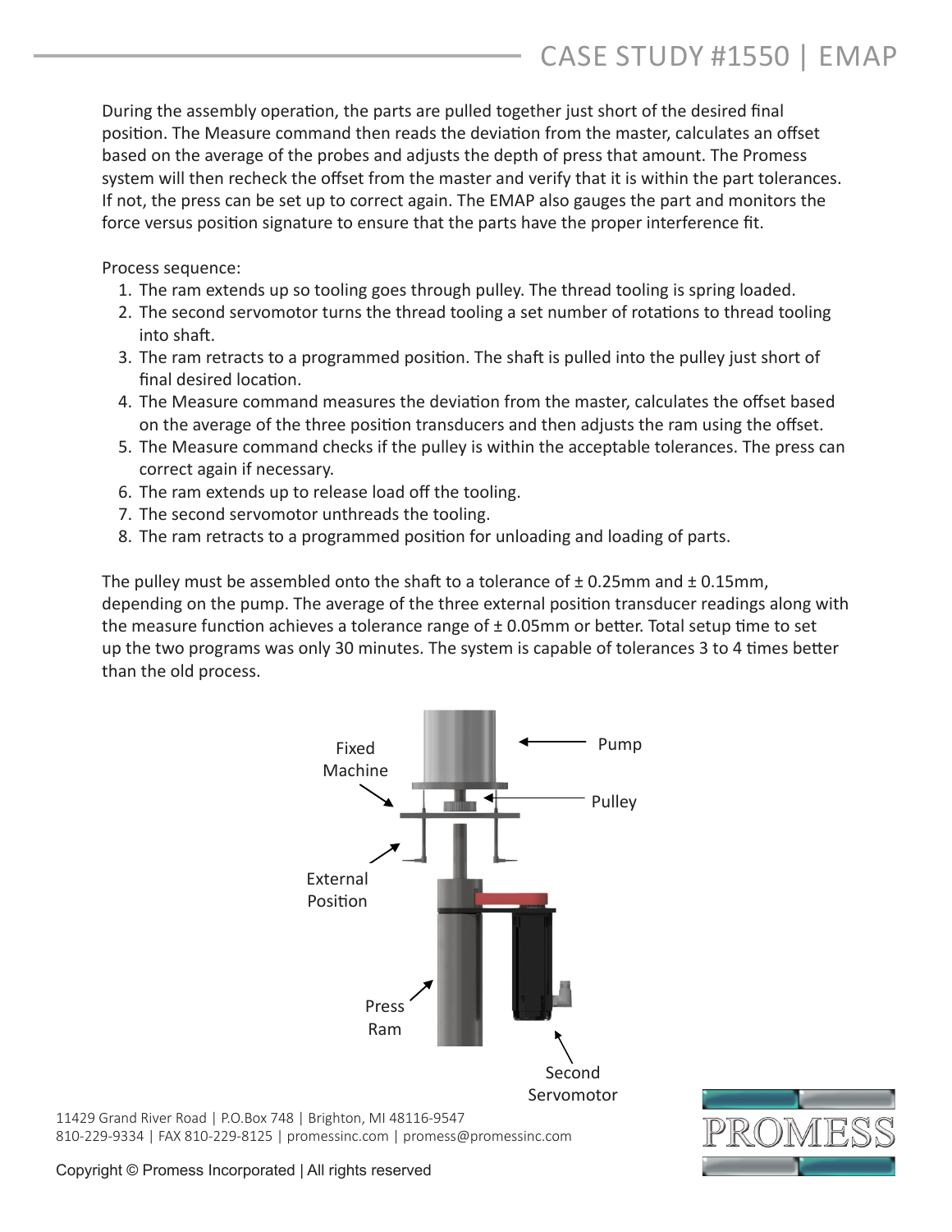During the assembly operation, the parts are pulled together just short of the desired final position. The Measure command then reads the deviation from the master, calculates an offset based on the average of the probes and adjusts the depth of press that amount. The Promess system will then recheck the offset from the master and verify that it is within the part tolerances. If not, the press can be set up to correct again. The EMAP also gauges the part and monitors the force versus position signature to ensure that the parts have the proper interference fit.

Process sequence:

1. The ram extends up so tooling goes through pulley. The thread tooling is spring loaded.
2. The second servomotor turns the thread tooling a set number of rotations to thread tooling into shaft.
3. The ram retracts to a programmed position. The shaft is pulled into the pulley just short of final desired location.
4. The Measure command measures the deviation from the master, calculates the offset based on the average of the three position transducers and then adjusts the ram using the offset.
5. The Measure command checks if the pulley is within the acceptable tolerances. The press can correct again if necessary.
6. The ram extends up to release load off the tooling.
7. The second servomotor unthreads the tooling.
8. The ram retracts to a programmed position for unloading and loading of parts.

The pulley must be assembled onto the shaft to a tolerance of ± 0.25mm and ± 0.15mm, depending on the pump. The average of the three external position transducer readings along with the measure function achieves a tolerance range of ± 0.05mm or better. Total setup time to set up the two programs was only 30 minutes. The system is capable of tolerances 3 to 4 times better than the old process.

Fixed Machine

Pump

Pulley

External Position

Press Ram

Second Servomotor

11429 Grand River Road | P.O.Box 748 | Brighton, MI 48116-9547
810-229-9334 | FAX 810-229-8125 | promessinc.com | promess@promessinc.com

Copyright © Promess Incorporated | All rights reserved